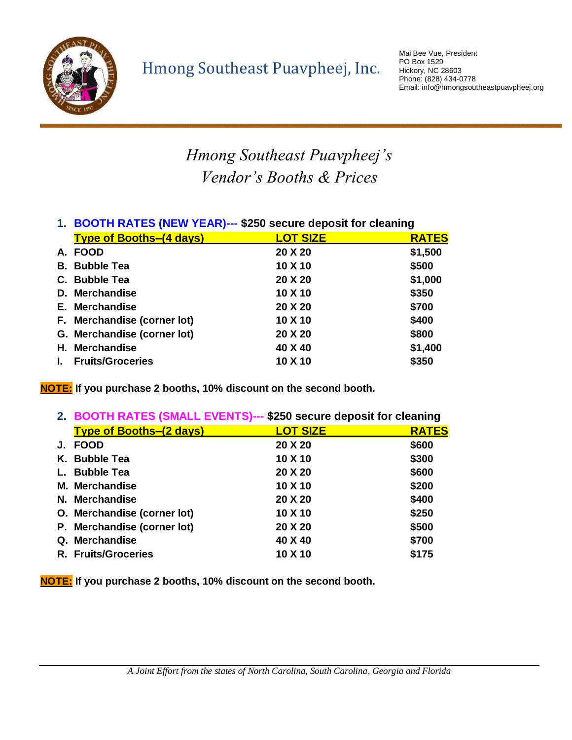Hmong Southeast Puavpheej, Inc.

Mai Bee Vue, President
PO Box 1529
Hickory, NC 28603
Phone: (828) 434-0778
Email: info@hmongsoutheastpuavpheej.org

# *Hmong Southeast Puavpheej's Vendor's Booths & Prices*

## 1. BOOTH RATES (NEW YEAR)--- $250 secure deposit for cleaning

| Type of Booths–(4 days) | LOT SIZE | RATES |
|---|---|---|
| A. FOOD | 20 X 20 | $1,500 |
| B. Bubble Tea | 10 X 10 | $500 |
| C. Bubble Tea | 20 X 20 | $1,000 |
| D. Merchandise | 10 X 10 | $350 |
| E. Merchandise | 20 X 20 | $700 |
| F. Merchandise (corner lot) | 10 X 10 | $400 |
| G. Merchandise (corner lot) | 20 X 20 | $800 |
| H. Merchandise | 40 X 40 | $1,400 |
| I. Fruits/Groceries | 10 X 10 | $350 |

**NOTE: If you purchase 2 booths, 10% discount on the second booth.**

## 2. BOOTH RATES (SMALL EVENTS)--- $250 secure deposit for cleaning

| Type of Booths–(2 days) | LOT SIZE | RATES |
|---|---|---|
| J. FOOD | 20 X 20 | $600 |
| K. Bubble Tea | 10 X 10 | $300 |
| L. Bubble Tea | 20 X 20 | $600 |
| M. Merchandise | 10 X 10 | $200 |
| N. Merchandise | 20 X 20 | $400 |
| O. Merchandise (corner lot) | 10 X 10 | $250 |
| P. Merchandise (corner lot) | 20 X 20 | $500 |
| Q. Merchandise | 40 X 40 | $700 |
| R. Fruits/Groceries | 10 X 10 | $175 |

**NOTE: If you purchase 2 booths, 10% discount on the second booth.**

*A Joint Effort from the states of North Carolina, South Carolina, Georgia and Florida*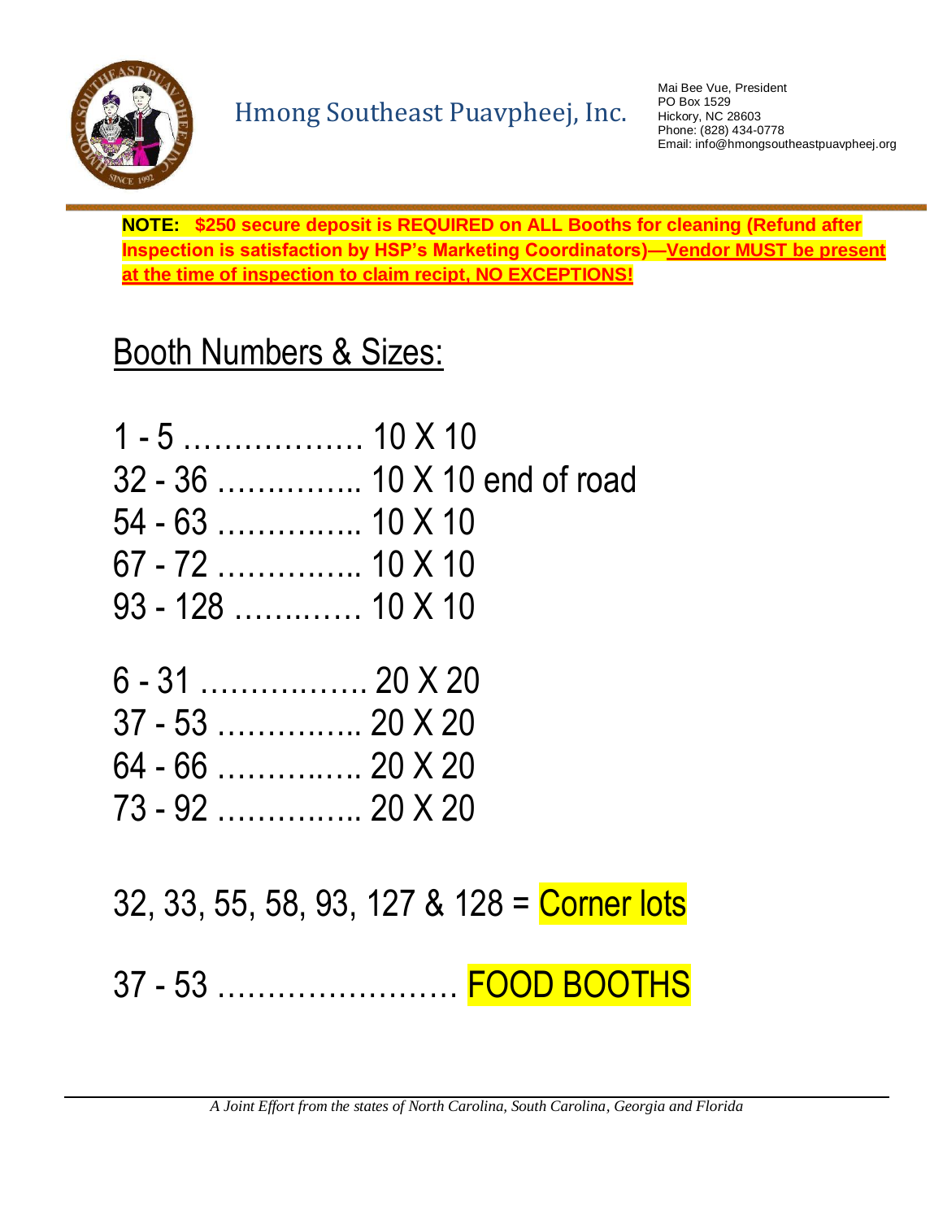Hmong Southeast Puavpheej, Inc.

Mai Bee Vue, President
PO Box 1529
Hickory, NC 28603
Phone: (828) 434-0778
Email: info@hmongsoutheastpuavpheej.org

**NOTE: $250 secure deposit is REQUIRED on ALL Booths for cleaning (Refund after Inspection is satisfaction by HSP's Marketing Coordinators)—Vendor MUST be present at the time of inspection to claim recipt, NO EXCEPTIONS!**

## Booth Numbers & Sizes:

1 - 5 ……………… 10 X 10
32 - 36 ………….. 10 X 10 end of road
54 - 63 ………….. 10 X 10
67 - 72 ………….. 10 X 10
93 - 128 ………… 10 X 10

6 - 31 ……………. 20 X 20
37 - 53 ………….. 20 X 20
64 - 66 ………….. 20 X 20
73 - 92 ………….. 20 X 20

32, 33, 55, 58, 93, 127 & 128 = Corner lots

37 - 53 …………………… FOOD BOOTHS

*A Joint Effort from the states of North Carolina, South Carolina, Georgia and Florida*